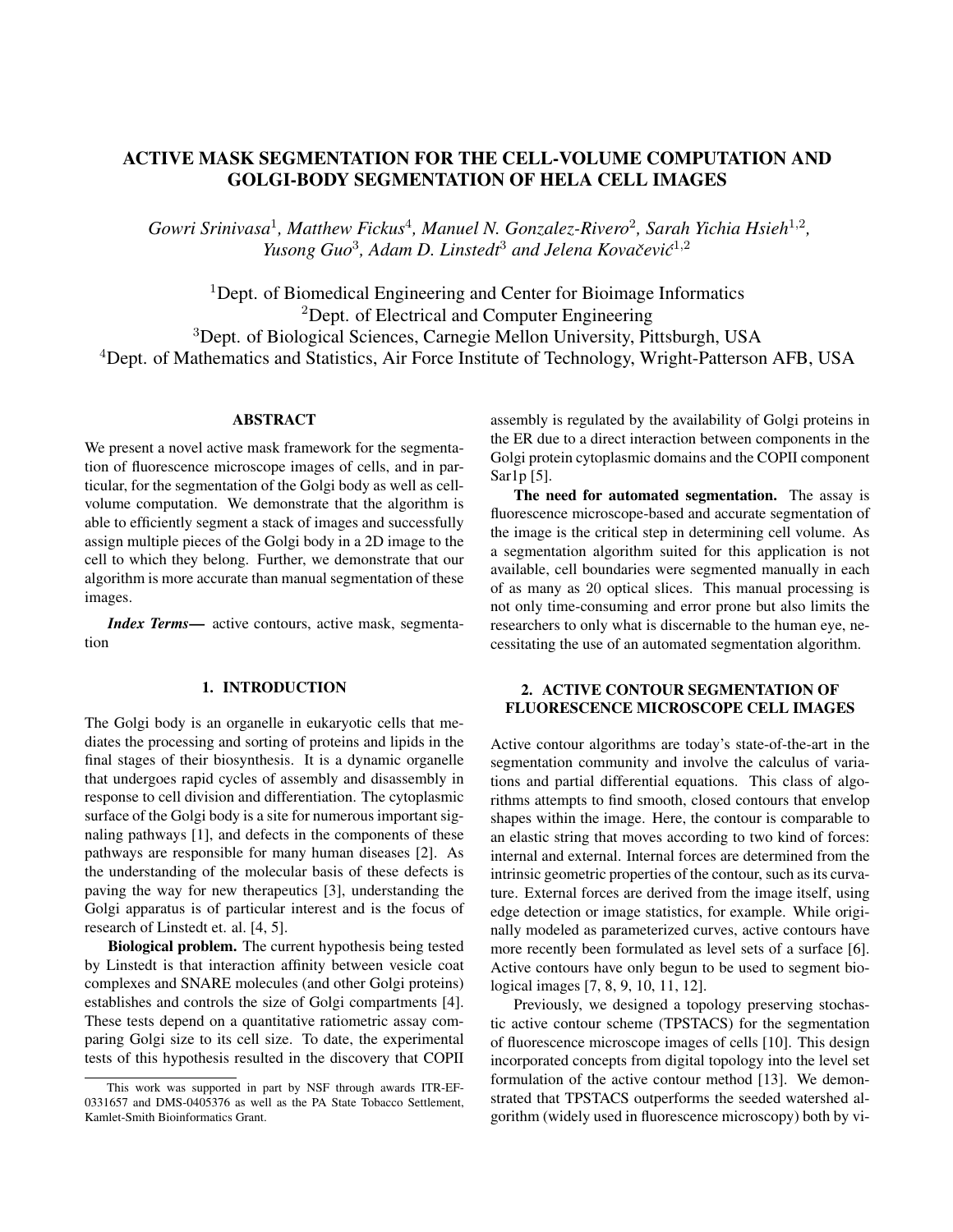# ACTIVE MASK SEGMENTATION FOR THE CELL-VOLUME COMPUTATION AND GOLGI-BODY SEGMENTATION OF HELA CELL IMAGES

*Gowri Srinivasa*[1], *Matthew Fickus*[4], *Manuel N. Gonzalez-Rivero*[2], *Sarah Yichia Hsieh*[1,2], *Yusong Guo*[3], *Adam D. Linstedt*[3] *and Jelena Kovačević*[1,2]

[1]Dept. of Biomedical Engineering and Center for Bioimage Informatics
[2]Dept. of Electrical and Computer Engineering
[3]Dept. of Biological Sciences, Carnegie Mellon University, Pittsburgh, USA
[4]Dept. of Mathematics and Statistics, Air Force Institute of Technology, Wright-Patterson AFB, USA

## ABSTRACT

We present a novel active mask framework for the segmentation of fluorescence microscope images of cells, and in particular, for the segmentation of the Golgi body as well as cell-volume computation. We demonstrate that the algorithm is able to efficiently segment a stack of images and successfully assign multiple pieces of the Golgi body in a 2D image to the cell to which they belong. Further, we demonstrate that our algorithm is more accurate than manual segmentation of these images.

***Index Terms***— active contours, active mask, segmentation

## 1. INTRODUCTION

The Golgi body is an organelle in eukaryotic cells that mediates the processing and sorting of proteins and lipids in the final stages of their biosynthesis. It is a dynamic organelle that undergoes rapid cycles of assembly and disassembly in response to cell division and differentiation. The cytoplasmic surface of the Golgi body is a site for numerous important signaling pathways [1], and defects in the components of these pathways are responsible for many human diseases [2]. As the understanding of the molecular basis of these defects is paving the way for new therapeutics [3], understanding the Golgi apparatus is of particular interest and is the focus of research of Linstedt et. al. [4, 5].

**Biological problem.** The current hypothesis being tested by Linstedt is that interaction affinity between vesicle coat complexes and SNARE molecules (and other Golgi proteins) establishes and controls the size of Golgi compartments [4]. These tests depend on a quantitative ratiometric assay comparing Golgi size to its cell size. To date, the experimental tests of this hypothesis resulted in the discovery that COPII assembly is regulated by the availability of Golgi proteins in the ER due to a direct interaction between components in the Golgi protein cytoplasmic domains and the COPII component Sar1p [5].

**The need for automated segmentation.** The assay is fluorescence microscope-based and accurate segmentation of the image is the critical step in determining cell volume. As a segmentation algorithm suited for this application is not available, cell boundaries were segmented manually in each of as many as 20 optical slices. This manual processing is not only time-consuming and error prone but also limits the researchers to only what is discernable to the human eye, necessitating the use of an automated segmentation algorithm.

## 2. ACTIVE CONTOUR SEGMENTATION OF FLUORESCENCE MICROSCOPE CELL IMAGES

Active contour algorithms are today's state-of-the-art in the segmentation community and involve the calculus of variations and partial differential equations. This class of algorithms attempts to find smooth, closed contours that envelop shapes within the image. Here, the contour is comparable to an elastic string that moves according to two kind of forces: internal and external. Internal forces are determined from the intrinsic geometric properties of the contour, such as its curvature. External forces are derived from the image itself, using edge detection or image statistics, for example. While originally modeled as parameterized curves, active contours have more recently been formulated as level sets of a surface [6]. Active contours have only begun to be used to segment biological images [7, 8, 9, 10, 11, 12].

Previously, we designed a topology preserving stochastic active contour scheme (TPSTACS) for the segmentation of fluorescence microscope images of cells [10]. This design incorporated concepts from digital topology into the level set formulation of the active contour method [13]. We demonstrated that TPSTACS outperforms the seeded watershed algorithm (widely used in fluorescence microscopy) both by vi-

This work was supported in part by NSF through awards ITR-EF-0331657 and DMS-0405376 as well as the PA State Tobacco Settlement, Kamlet-Smith Bioinformatics Grant.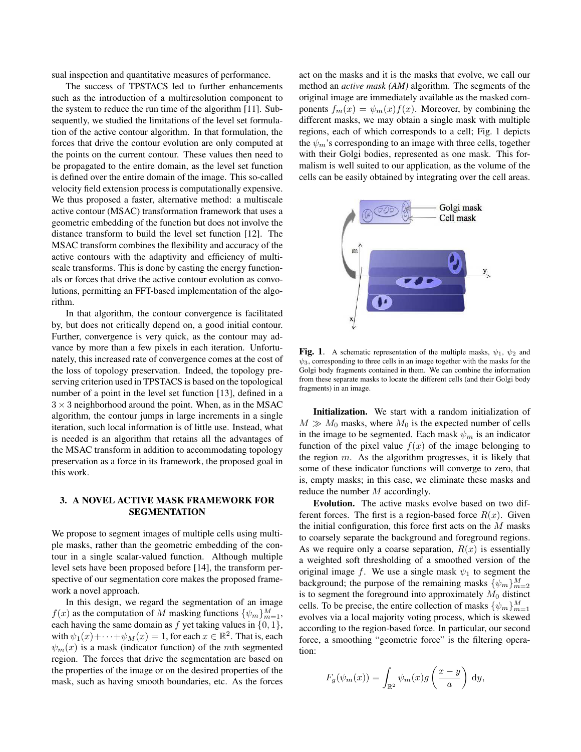sual inspection and quantitative measures of performance.

The success of TPSTACS led to further enhancements such as the introduction of a multiresolution component to the system to reduce the run time of the algorithm [11]. Subsequently, we studied the limitations of the level set formulation of the active contour algorithm. In that formulation, the forces that drive the contour evolution are only computed at the points on the current contour. These values then need to be propagated to the entire domain, as the level set function is defined over the entire domain of the image. This so-called velocity field extension process is computationally expensive. We thus proposed a faster, alternative method: a multiscale active contour (MSAC) transformation framework that uses a geometric embedding of the function but does not involve the distance transform to build the level set function [12]. The MSAC transform combines the flexibility and accuracy of the active contours with the adaptivity and efficiency of multiscale transforms. This is done by casting the energy functionals or forces that drive the active contour evolution as convolutions, permitting an FFT-based implementation of the algorithm.

In that algorithm, the contour convergence is facilitated by, but does not critically depend on, a good initial contour. Further, convergence is very quick, as the contour may advance by more than a few pixels in each iteration. Unfortunately, this increased rate of convergence comes at the cost of the loss of topology preservation. Indeed, the topology preserving criterion used in TPSTACS is based on the topological number of a point in the level set function [13], defined in a $3 \times 3$ neighborhood around the point. When, as in the MSAC algorithm, the contour jumps in large increments in a single iteration, such local information is of little use. Instead, what is needed is an algorithm that retains all the advantages of the MSAC transform in addition to accommodating topology preservation as a force in its framework, the proposed goal in this work.

## 3. A NOVEL ACTIVE MASK FRAMEWORK FOR SEGMENTATION

We propose to segment images of multiple cells using multiple masks, rather than the geometric embedding of the contour in a single scalar-valued function. Although multiple level sets have been proposed before [14], the transform perspective of our segmentation core makes the proposed framework a novel approach.

In this design, we regard the segmentation of an image $f(x)$ as the computation of $M$ masking functions $\{\psi_m\}_{m=1}^{M}$, each having the same domain as $f$ yet taking values in $\{0, 1\}$, with $\psi_1(x)+\cdots+\psi_M(x) = 1$, for each $x \in \mathbb{R}^2$. That is, each $\psi_m(x)$ is a mask (indicator function) of the $m$th segmented region. The forces that drive the segmentation are based on the properties of the image or on the desired properties of the mask, such as having smooth boundaries, etc. As the forces act on the masks and it is the masks that evolve, we call our method an *active mask (AM)* algorithm. The segments of the original image are immediately available as the masked components $f_m(x) = \psi_m(x)f(x)$. Moreover, by combining the different masks, we may obtain a single mask with multiple regions, each of which corresponds to a cell; Fig. 1 depicts the $\psi_m$'s corresponding to an image with three cells, together with their Golgi bodies, represented as one mask. This formalism is well suited to our application, as the volume of the cells can be easily obtained by integrating over the cell areas.

Golgi mask
Cell mask
m
y
x

**Fig. 1**. A schematic representation of the multiple masks, $\psi_1$, $\psi_2$ and $\psi_3$, corresponding to three cells in an image together with the masks for the Golgi body fragments contained in them. We can combine the information from these separate masks to locate the different cells (and their Golgi body fragments) in an image.

**Initialization.** We start with a random initialization of $M \gg M_0$ masks, where $M_0$ is the expected number of cells in the image to be segmented. Each mask $\psi_m$ is an indicator function of the pixel value $f(x)$ of the image belonging to the region $m$. As the algorithm progresses, it is likely that some of these indicator functions will converge to zero, that is, empty masks; in this case, we eliminate these masks and reduce the number $M$ accordingly.

**Evolution.** The active masks evolve based on two different forces. The first is a region-based force $R(x)$. Given the initial configuration, this force first acts on the $M$ masks to coarsely separate the background and foreground regions. As we require only a coarse separation, $R(x)$ is essentially a weighted soft thresholding of a smoothed version of the original image $f$. We use a single mask $\psi_1$ to segment the background; the purpose of the remaining masks $\{\psi_m\}_{m=2}^{M}$ is to segment the foreground into approximately $M_0$ distinct cells. To be precise, the entire collection of masks $\{\psi_m\}_{m=1}^{M}$ evolves via a local majority voting process, which is skewed according to the region-based force. In particular, our second force, a smoothing "geometric force" is the filtering operation:

$$F_g(\psi_m(x)) = \int_{\mathbb{R}^2} \psi_m(x) g\left(\frac{x-y}{a}\right) \mathrm{d}y,$$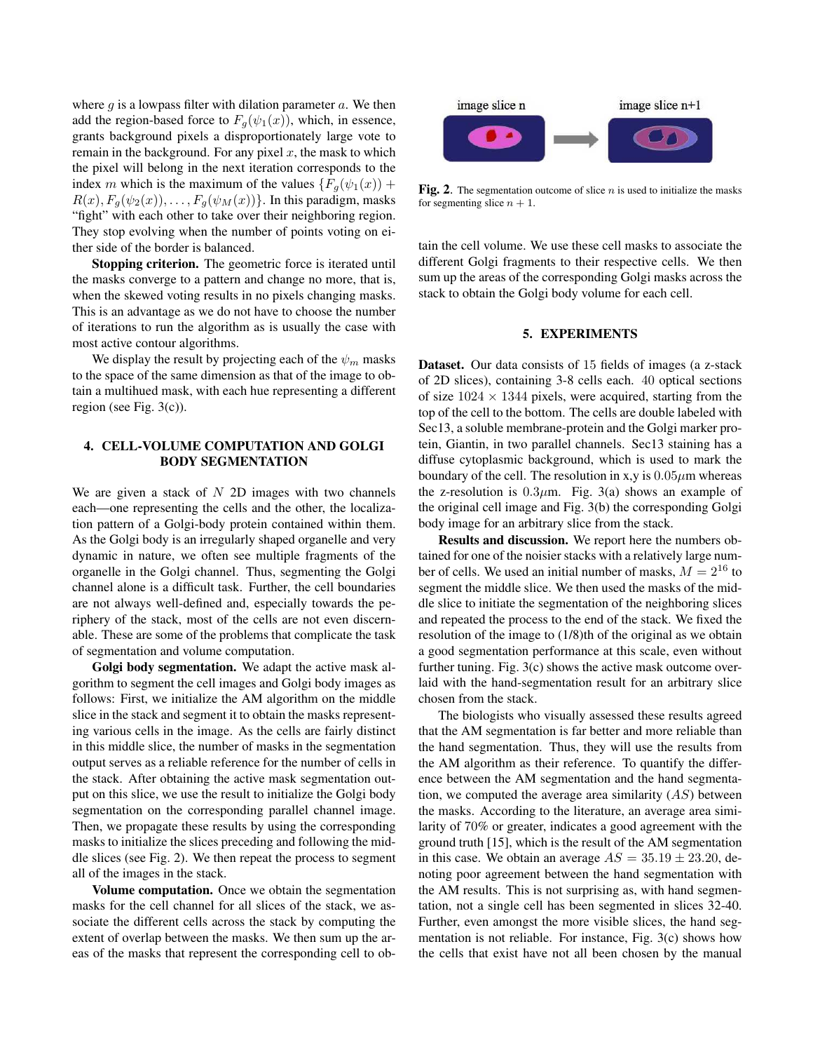where $g$ is a lowpass filter with dilation parameter $a$. We then add the region-based force to $F_g(\psi_1(x))$, which, in essence, grants background pixels a disproportionately large vote to remain in the background. For any pixel $x$, the mask to which the pixel will belong in the next iteration corresponds to the index $m$ which is the maximum of the values $\{F_g(\psi_1(x)) + R(x), F_g(\psi_2(x)), \ldots, F_g(\psi_M(x))\}$. In this paradigm, masks "fight" with each other to take over their neighboring region. They stop evolving when the number of points voting on either side of the border is balanced.

**Stopping criterion.** The geometric force is iterated until the masks converge to a pattern and change no more, that is, when the skewed voting results in no pixels changing masks. This is an advantage as we do not have to choose the number of iterations to run the algorithm as is usually the case with most active contour algorithms.

We display the result by projecting each of the $\psi_m$ masks to the space of the same dimension as that of the image to obtain a multihued mask, with each hue representing a different region (see Fig. 3(c)).

## 4. CELL-VOLUME COMPUTATION AND GOLGI BODY SEGMENTATION

We are given a stack of $N$ 2D images with two channels each—one representing the cells and the other, the localization pattern of a Golgi-body protein contained within them. As the Golgi body is an irregularly shaped organelle and very dynamic in nature, we often see multiple fragments of the organelle in the Golgi channel. Thus, segmenting the Golgi channel alone is a difficult task. Further, the cell boundaries are not always well-defined and, especially towards the periphery of the stack, most of the cells are not even discernable. These are some of the problems that complicate the task of segmentation and volume computation.

**Golgi body segmentation.** We adapt the active mask algorithm to segment the cell images and Golgi body images as follows: First, we initialize the AM algorithm on the middle slice in the stack and segment it to obtain the masks representing various cells in the image. As the cells are fairly distinct in this middle slice, the number of masks in the segmentation output serves as a reliable reference for the number of cells in the stack. After obtaining the active mask segmentation output on this slice, we use the result to initialize the Golgi body segmentation on the corresponding parallel channel image. Then, we propagate these results by using the corresponding masks to initialize the slices preceding and following the middle slices (see Fig. 2). We then repeat the process to segment all of the images in the stack.

**Volume computation.** Once we obtain the segmentation masks for the cell channel for all slices of the stack, we associate the different cells across the stack by computing the extent of overlap between the masks. We then sum up the areas of the masks that represent the corresponding cell to obtain the cell volume. We use these cell masks to associate the different Golgi fragments to their respective cells. We then sum up the areas of the corresponding Golgi masks across the stack to obtain the Golgi body volume for each cell.

image slice n

image slice n+1

**Fig. 2**. The segmentation outcome of slice $n$ is used to initialize the masks for segmenting slice $n + 1$.

## 5. EXPERIMENTS

**Dataset.** Our data consists of 15 fields of images (a z-stack of 2D slices), containing 3-8 cells each. 40 optical sections of size $1024 \times 1344$ pixels, were acquired, starting from the top of the cell to the bottom. The cells are double labeled with Sec13, a soluble membrane-protein and the Golgi marker protein, Giantin, in two parallel channels. Sec13 staining has a diffuse cytoplasmic background, which is used to mark the boundary of the cell. The resolution in x,y is $0.05\mu$m whereas the z-resolution is $0.3\mu$m. Fig. 3(a) shows an example of the original cell image and Fig. 3(b) the corresponding Golgi body image for an arbitrary slice from the stack.

**Results and discussion.** We report here the numbers obtained for one of the noisier stacks with a relatively large number of cells. We used an initial number of masks, $M = 2^{16}$ to segment the middle slice. We then used the masks of the middle slice to initiate the segmentation of the neighboring slices and repeated the process to the end of the stack. We fixed the resolution of the image to (1/8)th of the original as we obtain a good segmentation performance at this scale, even without further tuning. Fig. 3(c) shows the active mask outcome overlaid with the hand-segmentation result for an arbitrary slice chosen from the stack.

The biologists who visually assessed these results agreed that the AM segmentation is far better and more reliable than the hand segmentation. Thus, they will use the results from the AM algorithm as their reference. To quantify the difference between the AM segmentation and the hand segmentation, we computed the average area similarity ($AS$) between the masks. According to the literature, an average area similarity of 70% or greater, indicates a good agreement with the ground truth [15], which is the result of the AM segmentation in this case. We obtain an average $AS = 35.19 \pm 23.20$, denoting poor agreement between the hand segmentation with the AM results. This is not surprising as, with hand segmentation, not a single cell has been segmented in slices 32-40. Further, even amongst the more visible slices, the hand segmentation is not reliable. For instance, Fig. 3(c) shows how the cells that exist have not all been chosen by the manual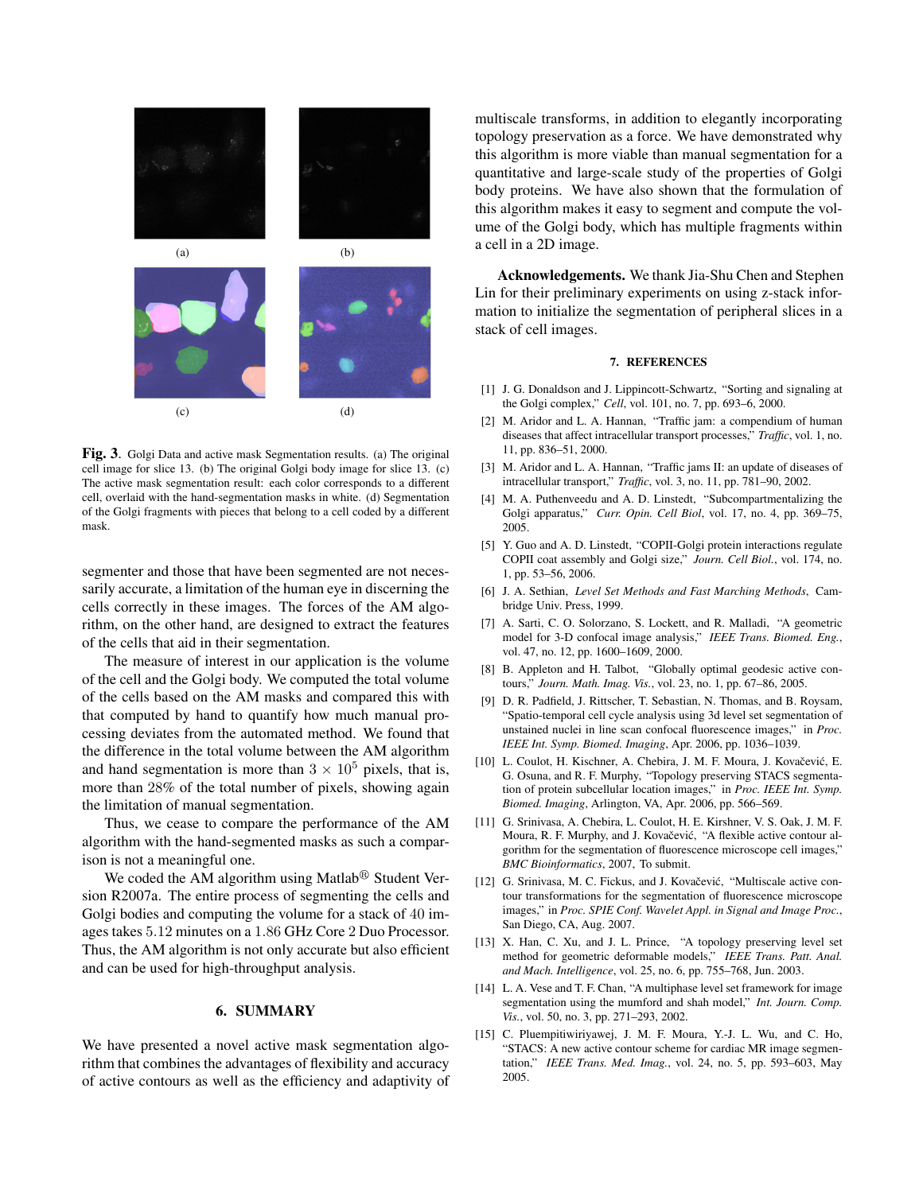(a) (b)

(c) (d)

**Fig. 3**. Golgi Data and active mask Segmentation results. (a) The original cell image for slice 13. (b) The original Golgi body image for slice 13. (c) The active mask segmentation result: each color corresponds to a different cell, overlaid with the hand-segmentation masks in white. (d) Segmentation of the Golgi fragments with pieces that belong to a cell coded by a different mask.

segmenter and those that have been segmented are not necessarily accurate, a limitation of the human eye in discerning the cells correctly in these images. The forces of the AM algorithm, on the other hand, are designed to extract the features of the cells that aid in their segmentation.

The measure of interest in our application is the volume of the cell and the Golgi body. We computed the total volume of the cells based on the AM masks and compared this with that computed by hand to quantify how much manual processing deviates from the automated method. We found that the difference in the total volume between the AM algorithm and hand segmentation is more than $3 \times 10^5$ pixels, that is, more than 28% of the total number of pixels, showing again the limitation of manual segmentation.

Thus, we cease to compare the performance of the AM algorithm with the hand-segmented masks as such a comparison is not a meaningful one.

We coded the AM algorithm using Matlab® Student Version R2007a. The entire process of segmenting the cells and Golgi bodies and computing the volume for a stack of 40 images takes 5.12 minutes on a 1.86 GHz Core 2 Duo Processor. Thus, the AM algorithm is not only accurate but also efficient and can be used for high-throughput analysis.

## 6. SUMMARY

We have presented a novel active mask segmentation algorithm that combines the advantages of flexibility and accuracy of active contours as well as the efficiency and adaptivity of multiscale transforms, in addition to elegantly incorporating topology preservation as a force. We have demonstrated why this algorithm is more viable than manual segmentation for a quantitative and large-scale study of the properties of Golgi body proteins. We have also shown that the formulation of this algorithm makes it easy to segment and compute the volume of the Golgi body, which has multiple fragments within a cell in a 2D image.

**Acknowledgements.** We thank Jia-Shu Chen and Stephen Lin for their preliminary experiments on using z-stack information to initialize the segmentation of peripheral slices in a stack of cell images.

## 7. REFERENCES

[1] J. G. Donaldson and J. Lippincott-Schwartz, "Sorting and signaling at the Golgi complex," *Cell*, vol. 101, no. 7, pp. 693–6, 2000.

[2] M. Aridor and L. A. Hannan, "Traffic jam: a compendium of human diseases that affect intracellular transport processes," *Traffic*, vol. 1, no. 11, pp. 836–51, 2000.

[3] M. Aridor and L. A. Hannan, "Traffic jams II: an update of diseases of intracellular transport," *Traffic*, vol. 3, no. 11, pp. 781–90, 2002.

[4] M. A. Puthenveedu and A. D. Linstedt, "Subcompartmentalizing the Golgi apparatus," *Curr. Opin. Cell Biol*, vol. 17, no. 4, pp. 369–75, 2005.

[5] Y. Guo and A. D. Linstedt, "COPII-Golgi protein interactions regulate COPII coat assembly and Golgi size," *Journ. Cell Biol.*, vol. 174, no. 1, pp. 53–56, 2006.

[6] J. A. Sethian, *Level Set Methods and Fast Marching Methods*, Cambridge Univ. Press, 1999.

[7] A. Sarti, C. O. Solorzano, S. Lockett, and R. Malladi, "A geometric model for 3-D confocal image analysis," *IEEE Trans. Biomed. Eng.*, vol. 47, no. 12, pp. 1600–1609, 2000.

[8] B. Appleton and H. Talbot, "Globally optimal geodesic active contours," *Journ. Math. Imag. Vis.*, vol. 23, no. 1, pp. 67–86, 2005.

[9] D. R. Padfield, J. Rittscher, T. Sebastian, N. Thomas, and B. Roysam, "Spatio-temporal cell cycle analysis using 3d level set segmentation of unstained nuclei in line scan confocal fluorescence images," in *Proc. IEEE Int. Symp. Biomed. Imaging*, Apr. 2006, pp. 1036–1039.

[10] L. Coulot, H. Kischner, A. Chebira, J. M. F. Moura, J. Kovačević, E. G. Osuna, and R. F. Murphy, "Topology preserving STACS segmentation of protein subcellular location images," in *Proc. IEEE Int. Symp. Biomed. Imaging*, Arlington, VA, Apr. 2006, pp. 566–569.

[11] G. Srinivasa, A. Chebira, L. Coulot, H. E. Kirshner, V. S. Oak, J. M. F. Moura, R. F. Murphy, and J. Kovačević, "A flexible active contour algorithm for the segmentation of fluorescence microscope cell images," *BMC Bioinformatics*, 2007, To submit.

[12] G. Srinivasa, M. C. Fickus, and J. Kovačević, "Multiscale active contour transformations for the segmentation of fluorescence microscope images," in *Proc. SPIE Conf. Wavelet Appl. in Signal and Image Proc.*, San Diego, CA, Aug. 2007.

[13] X. Han, C. Xu, and J. L. Prince, "A topology preserving level set method for geometric deformable models," *IEEE Trans. Patt. Anal. and Mach. Intelligence*, vol. 25, no. 6, pp. 755–768, Jun. 2003.

[14] L. A. Vese and T. F. Chan, "A multiphase level set framework for image segmentation using the mumford and shah model," *Int. Journ. Comp. Vis.*, vol. 50, no. 3, pp. 271–293, 2002.

[15] C. Pluempitiwiriyawej, J. M. F. Moura, Y.-J. L. Wu, and C. Ho, "STACS: A new active contour scheme for cardiac MR image segmentation," *IEEE Trans. Med. Imag.*, vol. 24, no. 5, pp. 593–603, May 2005.